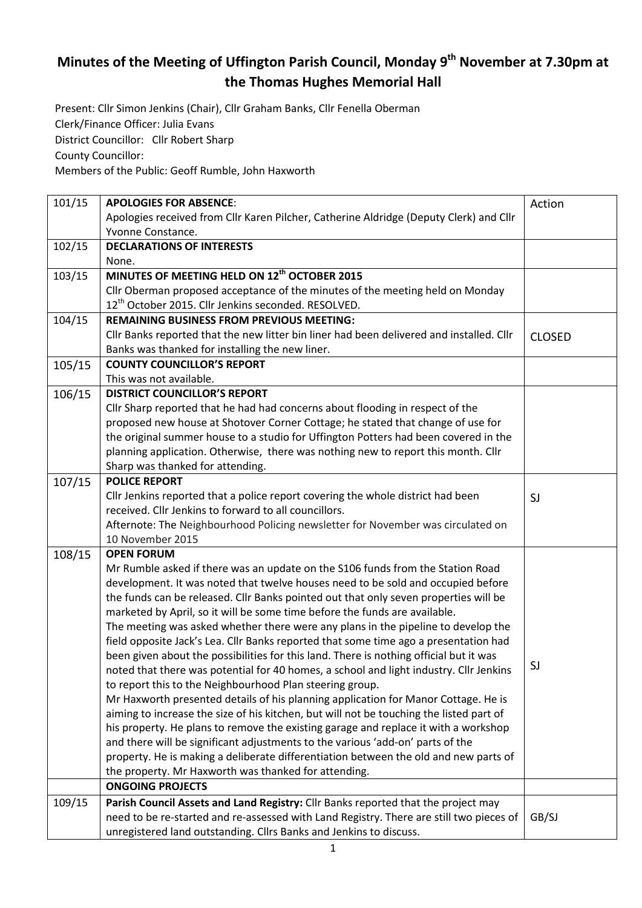# Minutes of the Meeting of Uffington Parish Council, Monday 9th November at 7.30pm at the Thomas Hughes Memorial Hall

Present: Cllr Simon Jenkins (Chair), Cllr Graham Banks, Cllr Fenella Oberman
Clerk/Finance Officer: Julia Evans
District Councillor: Cllr Robert Sharp
County Councillor:
Members of the Public: Geoff Rumble, John Haxworth

| | | |
|---|---|---|
| 101/15 | **APOLOGIES FOR ABSENCE**:<br>Apologies received from Cllr Karen Pilcher, Catherine Aldridge (Deputy Clerk) and Cllr Yvonne Constance. | Action |
| 102/15 | **DECLARATIONS OF INTERESTS**<br>None. | |
| 103/15 | **MINUTES OF MEETING HELD ON 12th OCTOBER 2015**<br>Cllr Oberman proposed acceptance of the minutes of the meeting held on Monday 12th October 2015. Cllr Jenkins seconded. RESOLVED. | |
| 104/15 | **REMAINING BUSINESS FROM PREVIOUS MEETING:**<br>Cllr Banks reported that the new litter bin liner had been delivered and installed. Cllr Banks was thanked for installing the new liner. | CLOSED |
| 105/15 | **COUNTY COUNCILLOR'S REPORT**<br>This was not available. | |
| 106/15 | **DISTRICT COUNCILLOR'S REPORT**<br>Cllr Sharp reported that he had had concerns about flooding in respect of the proposed new house at Shotover Corner Cottage; he stated that change of use for the original summer house to a studio for Uffington Potters had been covered in the planning application. Otherwise, there was nothing new to report this month. Cllr Sharp was thanked for attending. | |
| 107/15 | **POLICE REPORT**<br>Cllr Jenkins reported that a police report covering the whole district had been received. Cllr Jenkins to forward to all councillors.<br>Afternote: The Neighbourhood Policing newsletter for November was circulated on 10 November 2015 | SJ |
| 108/15 | **OPEN FORUM**<br>Mr Rumble asked if there was an update on the S106 funds from the Station Road development. It was noted that twelve houses need to be sold and occupied before the funds can be released. Cllr Banks pointed out that only seven properties will be marketed by April, so it will be some time before the funds are available.<br>The meeting was asked whether there were any plans in the pipeline to develop the field opposite Jack's Lea. Cllr Banks reported that some time ago a presentation had been given about the possibilities for this land. There is nothing official but it was noted that there was potential for 40 homes, a school and light industry. Cllr Jenkins to report this to the Neighbourhood Plan steering group.<br>Mr Haxworth presented details of his planning application for Manor Cottage. He is aiming to increase the size of his kitchen, but will not be touching the listed part of his property. He plans to remove the existing garage and replace it with a workshop and there will be significant adjustments to the various 'add-on' parts of the property. He is making a deliberate differentiation between the old and new parts of the property. Mr Haxworth was thanked for attending. | SJ |
| | **ONGOING PROJECTS** | |
| 109/15 | **Parish Council Assets and Land Registry:** Cllr Banks reported that the project may need to be re-started and re-assessed with Land Registry. There are still two pieces of unregistered land outstanding. Cllrs Banks and Jenkins to discuss. | GB/SJ |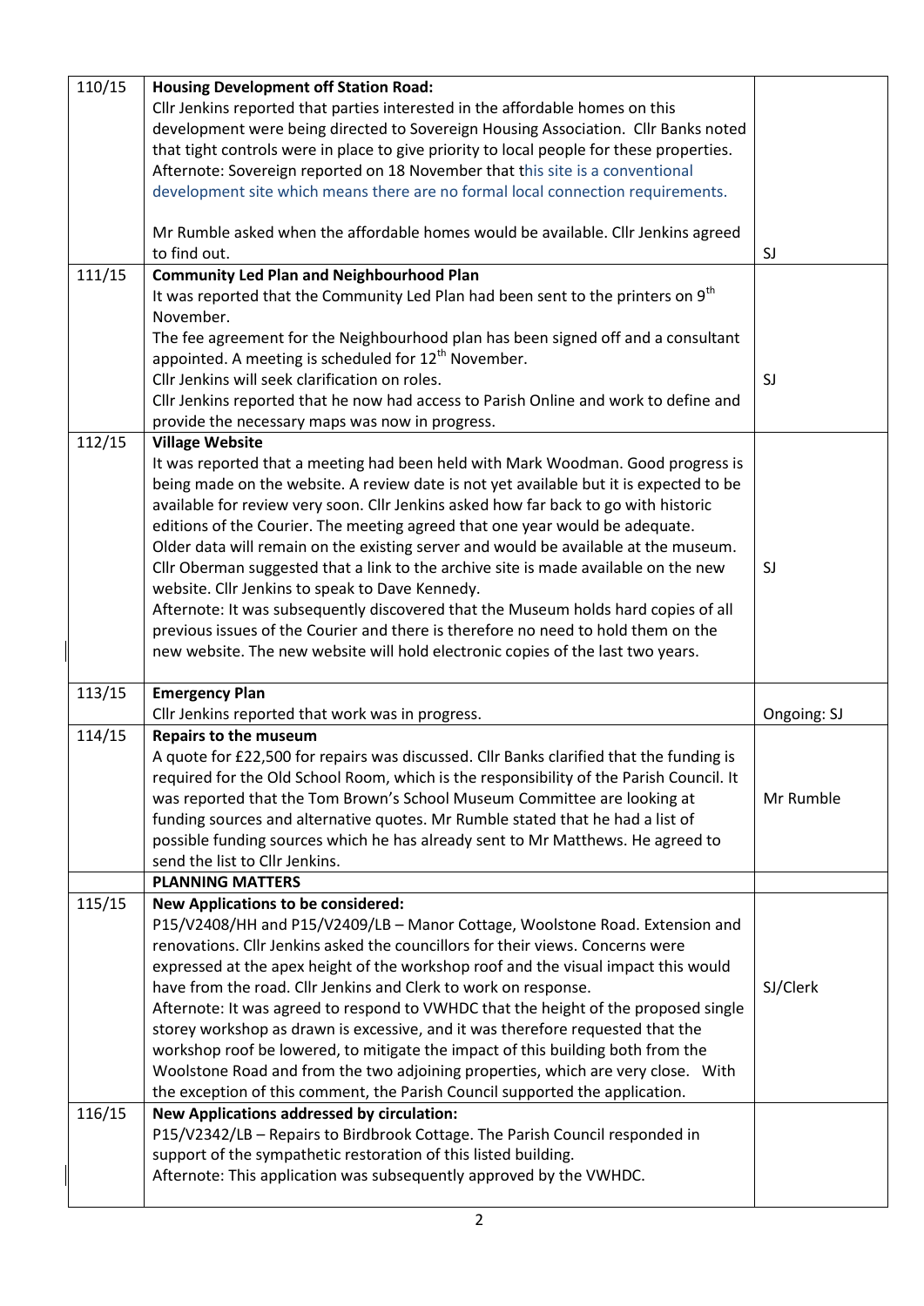| | | |
|---|---|---|
| 110/15 | **Housing Development off Station Road:**<br>Cllr Jenkins reported that parties interested in the affordable homes on this development were being directed to Sovereign Housing Association. Cllr Banks noted that tight controls were in place to give priority to local people for these properties.<br>Afternote: Sovereign reported on 18 November that this site is a conventional development site which means there are no formal local connection requirements.<br><br>Mr Rumble asked when the affordable homes would be available. Cllr Jenkins agreed to find out. | SJ |
| 111/15 | **Community Led Plan and Neighbourhood Plan**<br>It was reported that the Community Led Plan had been sent to the printers on 9th November.<br>The fee agreement for the Neighbourhood plan has been signed off and a consultant appointed. A meeting is scheduled for 12th November.<br>Cllr Jenkins will seek clarification on roles.<br>Cllr Jenkins reported that he now had access to Parish Online and work to define and provide the necessary maps was now in progress. | SJ |
| 112/15 | **Village Website**<br>It was reported that a meeting had been held with Mark Woodman. Good progress is being made on the website. A review date is not yet available but it is expected to be available for review very soon. Cllr Jenkins asked how far back to go with historic editions of the Courier. The meeting agreed that one year would be adequate. Older data will remain on the existing server and would be available at the museum. Cllr Oberman suggested that a link to the archive site is made available on the new website. Cllr Jenkins to speak to Dave Kennedy.<br>Afternote: It was subsequently discovered that the Museum holds hard copies of all previous issues of the Courier and there is therefore no need to hold them on the new website. The new website will hold electronic copies of the last two years. | SJ |
| 113/15 | **Emergency Plan**<br>Cllr Jenkins reported that work was in progress. | Ongoing: SJ |
| 114/15 | **Repairs to the museum**<br>A quote for £22,500 for repairs was discussed. Cllr Banks clarified that the funding is required for the Old School Room, which is the responsibility of the Parish Council. It was reported that the Tom Brown's School Museum Committee are looking at funding sources and alternative quotes. Mr Rumble stated that he had a list of possible funding sources which he has already sent to Mr Matthews. He agreed to send the list to Cllr Jenkins. | Mr Rumble |
| | **PLANNING MATTERS** | |
| 115/15 | **New Applications to be considered:**<br>P15/V2408/HH and P15/V2409/LB – Manor Cottage, Woolstone Road. Extension and renovations. Cllr Jenkins asked the councillors for their views. Concerns were expressed at the apex height of the workshop roof and the visual impact this would have from the road. Cllr Jenkins and Clerk to work on response.<br>Afternote: It was agreed to respond to VWHDC that the height of the proposed single storey workshop as drawn is excessive, and it was therefore requested that the workshop roof be lowered, to mitigate the impact of this building both from the Woolstone Road and from the two adjoining properties, which are very close. With the exception of this comment, the Parish Council supported the application. | SJ/Clerk |
| 116/15 | **New Applications addressed by circulation:**<br>P15/V2342/LB – Repairs to Birdbrook Cottage. The Parish Council responded in support of the sympathetic restoration of this listed building.<br>Afternote: This application was subsequently approved by the VWHDC. | |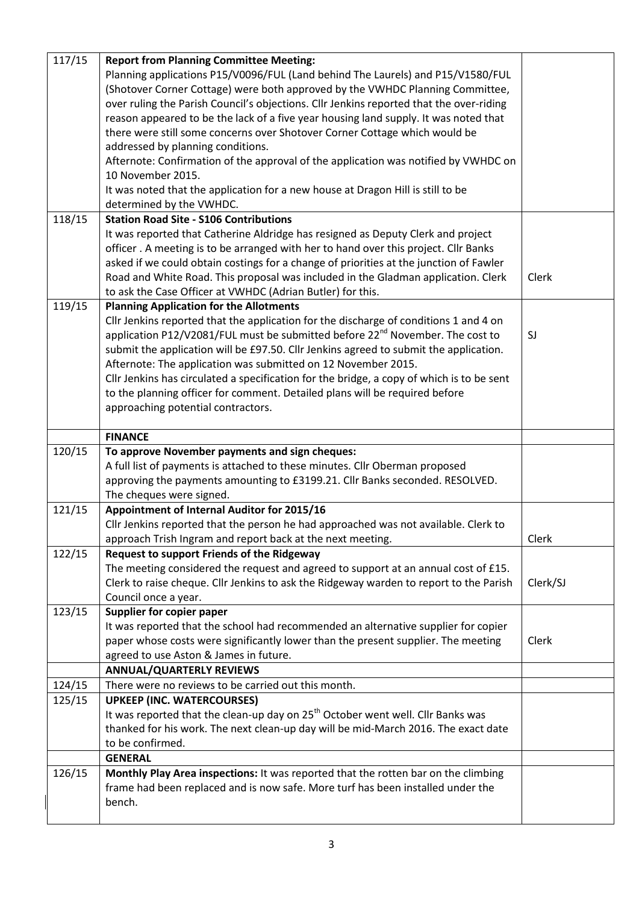| | | |
|---|---|---|
| 117/15 | **Report from Planning Committee Meeting:**<br>Planning applications P15/V0096/FUL (Land behind The Laurels) and P15/V1580/FUL (Shotover Corner Cottage) were both approved by the VWHDC Planning Committee, over ruling the Parish Council's objections. Cllr Jenkins reported that the over-riding reason appeared to be the lack of a five year housing land supply. It was noted that there were still some concerns over Shotover Corner Cottage which would be addressed by planning conditions.<br>Afternote: Confirmation of the approval of the application was notified by VWHDC on 10 November 2015.<br>It was noted that the application for a new house at Dragon Hill is still to be determined by the VWHDC. | |
| 118/15 | **Station Road Site - S106 Contributions**<br>It was reported that Catherine Aldridge has resigned as Deputy Clerk and project officer . A meeting is to be arranged with her to hand over this project. Cllr Banks asked if we could obtain costings for a change of priorities at the junction of Fawler Road and White Road. This proposal was included in the Gladman application. Clerk to ask the Case Officer at VWHDC (Adrian Butler) for this. | Clerk |
| 119/15 | **Planning Application for the Allotments**<br>Cllr Jenkins reported that the application for the discharge of conditions 1 and 4 on application P12/V2081/FUL must be submitted before 22nd November. The cost to submit the application will be £97.50. Cllr Jenkins agreed to submit the application.<br>Afternote: The application was submitted on 12 November 2015.<br>Cllr Jenkins has circulated a specification for the bridge, a copy of which is to be sent to the planning officer for comment. Detailed plans will be required before approaching potential contractors. | SJ |
| | **FINANCE** | |
| 120/15 | **To approve November payments and sign cheques:**<br>A full list of payments is attached to these minutes. Cllr Oberman proposed approving the payments amounting to £3199.21. Cllr Banks seconded. RESOLVED. The cheques were signed. | |
| 121/15 | **Appointment of Internal Auditor for 2015/16**<br>Cllr Jenkins reported that the person he had approached was not available. Clerk to approach Trish Ingram and report back at the next meeting. | Clerk |
| 122/15 | **Request to support Friends of the Ridgeway**<br>The meeting considered the request and agreed to support at an annual cost of £15. Clerk to raise cheque. Cllr Jenkins to ask the Ridgeway warden to report to the Parish Council once a year. | Clerk/SJ |
| 123/15 | **Supplier for copier paper**<br>It was reported that the school had recommended an alternative supplier for copier paper whose costs were significantly lower than the present supplier. The meeting agreed to use Aston & James in future. | Clerk |
| | **ANNUAL/QUARTERLY REVIEWS** | |
| 124/15 | There were no reviews to be carried out this month. | |
| 125/15 | **UPKEEP (INC. WATERCOURSES)**<br>It was reported that the clean-up day on 25th October went well. Cllr Banks was thanked for his work. The next clean-up day will be mid-March 2016. The exact date to be confirmed. | |
| | **GENERAL** | |
| 126/15 | **Monthly Play Area inspections:** It was reported that the rotten bar on the climbing frame had been replaced and is now safe. More turf has been installed under the bench. | |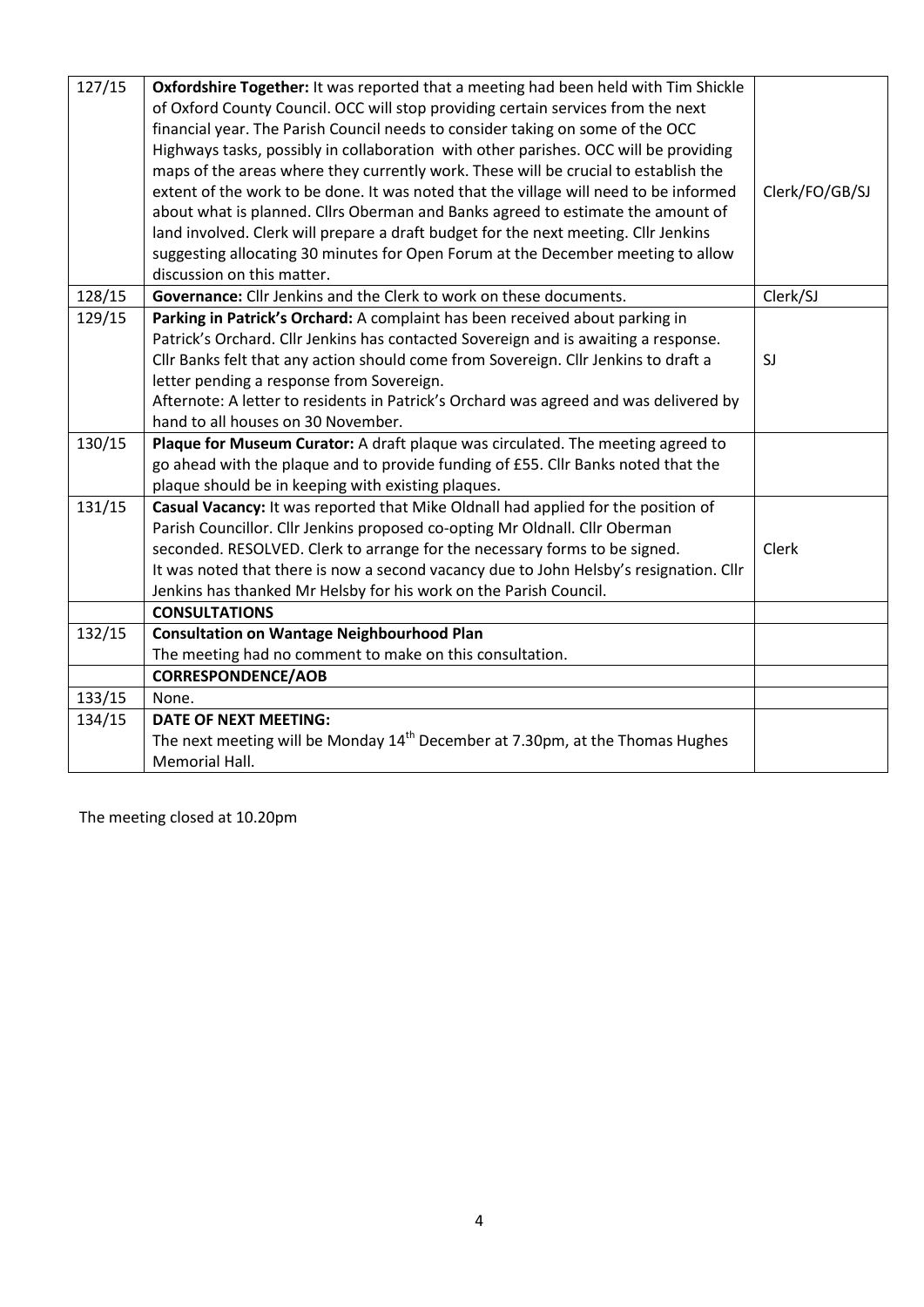| | | |
|---|---|---|
| 127/15 | **Oxfordshire Together:** It was reported that a meeting had been held with Tim Shickle of Oxford County Council. OCC will stop providing certain services from the next financial year. The Parish Council needs to consider taking on some of the OCC Highways tasks, possibly in collaboration with other parishes. OCC will be providing maps of the areas where they currently work. These will be crucial to establish the extent of the work to be done. It was noted that the village will need to be informed about what is planned. Cllrs Oberman and Banks agreed to estimate the amount of land involved. Clerk will prepare a draft budget for the next meeting. Cllr Jenkins suggesting allocating 30 minutes for Open Forum at the December meeting to allow discussion on this matter. | Clerk/FO/GB/SJ |
| 128/15 | **Governance:** Cllr Jenkins and the Clerk to work on these documents. | Clerk/SJ |
| 129/15 | **Parking in Patrick's Orchard:** A complaint has been received about parking in Patrick's Orchard. Cllr Jenkins has contacted Sovereign and is awaiting a response. Cllr Banks felt that any action should come from Sovereign. Cllr Jenkins to draft a letter pending a response from Sovereign.<br>Afternote: A letter to residents in Patrick's Orchard was agreed and was delivered by hand to all houses on 30 November. | SJ |
| 130/15 | **Plaque for Museum Curator:** A draft plaque was circulated. The meeting agreed to go ahead with the plaque and to provide funding of £55. Cllr Banks noted that the plaque should be in keeping with existing plaques. | |
| 131/15 | **Casual Vacancy:** It was reported that Mike Oldnall had applied for the position of Parish Councillor. Cllr Jenkins proposed co-opting Mr Oldnall. Cllr Oberman seconded. RESOLVED. Clerk to arrange for the necessary forms to be signed.<br>It was noted that there is now a second vacancy due to John Helsby's resignation. Cllr Jenkins has thanked Mr Helsby for his work on the Parish Council. | Clerk |
| | **CONSULTATIONS** | |
| 132/15 | **Consultation on Wantage Neighbourhood Plan**<br>The meeting had no comment to make on this consultation. | |
| | **CORRESPONDENCE/AOB** | |
| 133/15 | None. | |
| 134/15 | **DATE OF NEXT MEETING:**<br>The next meeting will be Monday 14th December at 7.30pm, at the Thomas Hughes Memorial Hall. | |

The meeting closed at 10.20pm